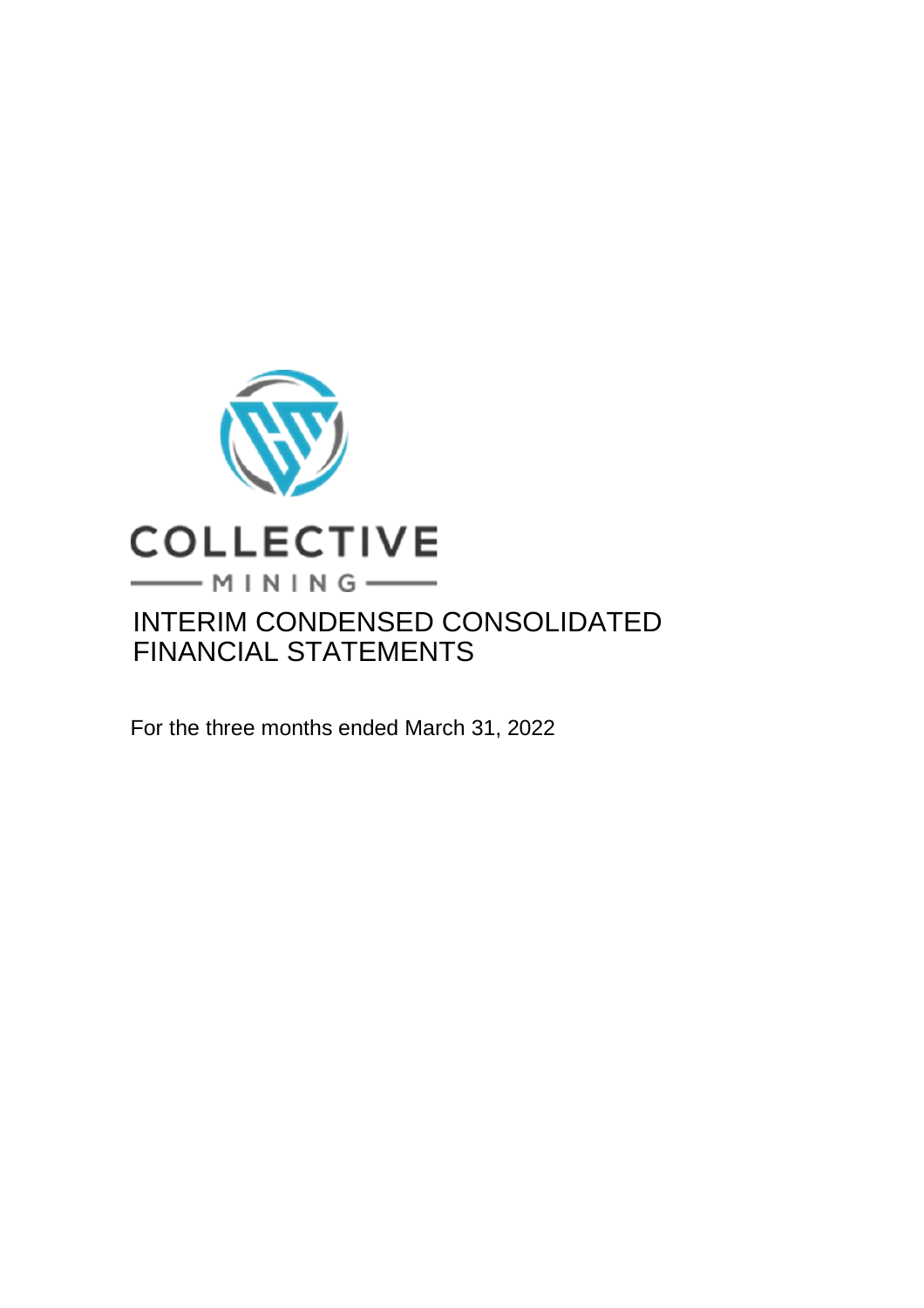COLLECTIVE

MINING

# INTERIM CONDENSED CONSOLIDATED FINANCIAL STATEMENTS

For the three months ended March 31, 2022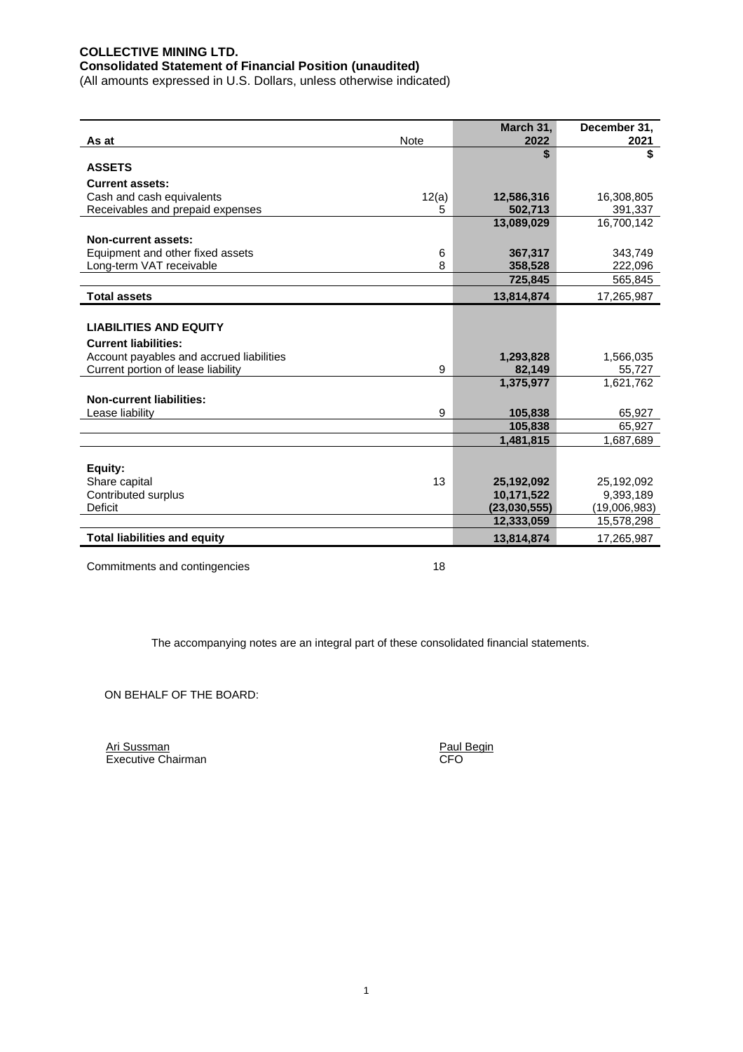**COLLECTIVE MINING LTD.**
**Consolidated Statement of Financial Position (unaudited)**
(All amounts expressed in U.S. Dollars, unless otherwise indicated)

| As at | Note | March 31, 2022 | December 31, 2021 |
|---|---|---|---|
| | | **$** | **$** |
| **ASSETS** | | | |
| **Current assets:** | | | |
| Cash and cash equivalents | 12(a) | **12,586,316** | 16,308,805 |
| Receivables and prepaid expenses | 5 | **502,713** | 391,337 |
| | | **13,089,029** | 16,700,142 |
| **Non-current assets:** | | | |
| Equipment and other fixed assets | 6 | **367,317** | 343,749 |
| Long-term VAT receivable | 8 | **358,528** | 222,096 |
| | | **725,845** | 565,845 |
| **Total assets** | | **13,814,874** | 17,265,987 |
| | | | |
| **LIABILITIES AND EQUITY** | | | |
| **Current liabilities:** | | | |
| Account payables and accrued liabilities | | **1,293,828** | 1,566,035 |
| Current portion of lease liability | 9 | **82,149** | 55,727 |
| | | **1,375,977** | 1,621,762 |
| **Non-current liabilities:** | | | |
| Lease liability | 9 | **105,838** | 65,927 |
| | | **105,838** | 65,927 |
| | | **1,481,815** | 1,687,689 |
| | | | |
| **Equity:** | | | |
| Share capital | 13 | **25,192,092** | 25,192,092 |
| Contributed surplus | | **10,171,522** | 9,393,189 |
| Deficit | | **(23,030,555)** | (19,006,983) |
| | | **12,333,059** | 15,578,298 |
| **Total liabilities and equity** | | **13,814,874** | 17,265,987 |

Commitments and contingencies 18

The accompanying notes are an integral part of these consolidated financial statements.

ON BEHALF OF THE BOARD:

Ari Sussman
Executive Chairman

Paul Begin
CFO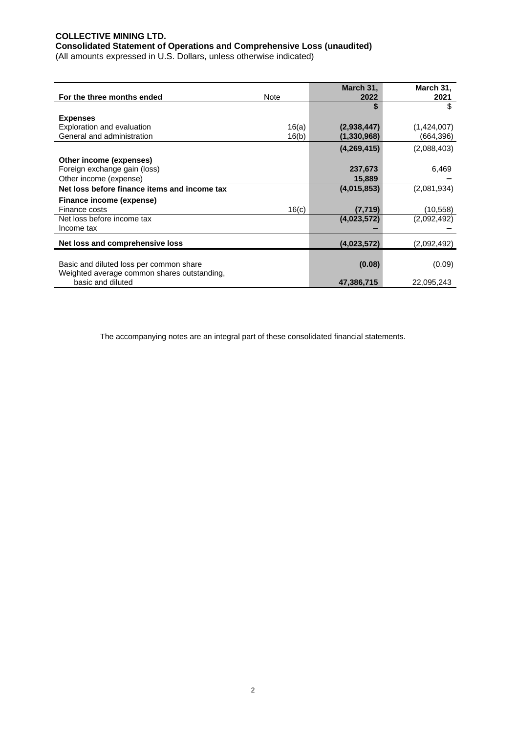**COLLECTIVE MINING LTD.**
**Consolidated Statement of Operations and Comprehensive Loss (unaudited)**
(All amounts expressed in U.S. Dollars, unless otherwise indicated)

| For the three months ended | Note | March 31, 2022 | March 31, 2021 |
|---|---|---|---|
| | | **$** | $ |
| **Expenses** | | | |
| Exploration and evaluation | 16(a) | **(2,938,447)** | (1,424,007) |
| General and administration | 16(b) | **(1,330,968)** | (664,396) |
| | | **(4,269,415)** | (2,088,403) |
| **Other income (expenses)** | | | |
| Foreign exchange gain (loss) | | **237,673** | 6,469 |
| Other income (expense) | | **15,889** | – |
| **Net loss before finance items and income tax** | | **(4,015,853)** | (2,081,934) |
| **Finance income (expense)** | | | |
| Finance costs | 16(c) | **(7,719)** | (10,558) |
| Net loss before income tax | | **(4,023,572)** | (2,092,492) |
| Income tax | | **–** | – |
| **Net loss and comprehensive loss** | | **(4,023,572)** | (2,092,492) |
| | | | |
| Basic and diluted loss per common share | | **(0.08)** | (0.09) |
| Weighted average common shares outstanding, basic and diluted | | **47,386,715** | 22,095,243 |

The accompanying notes are an integral part of these consolidated financial statements.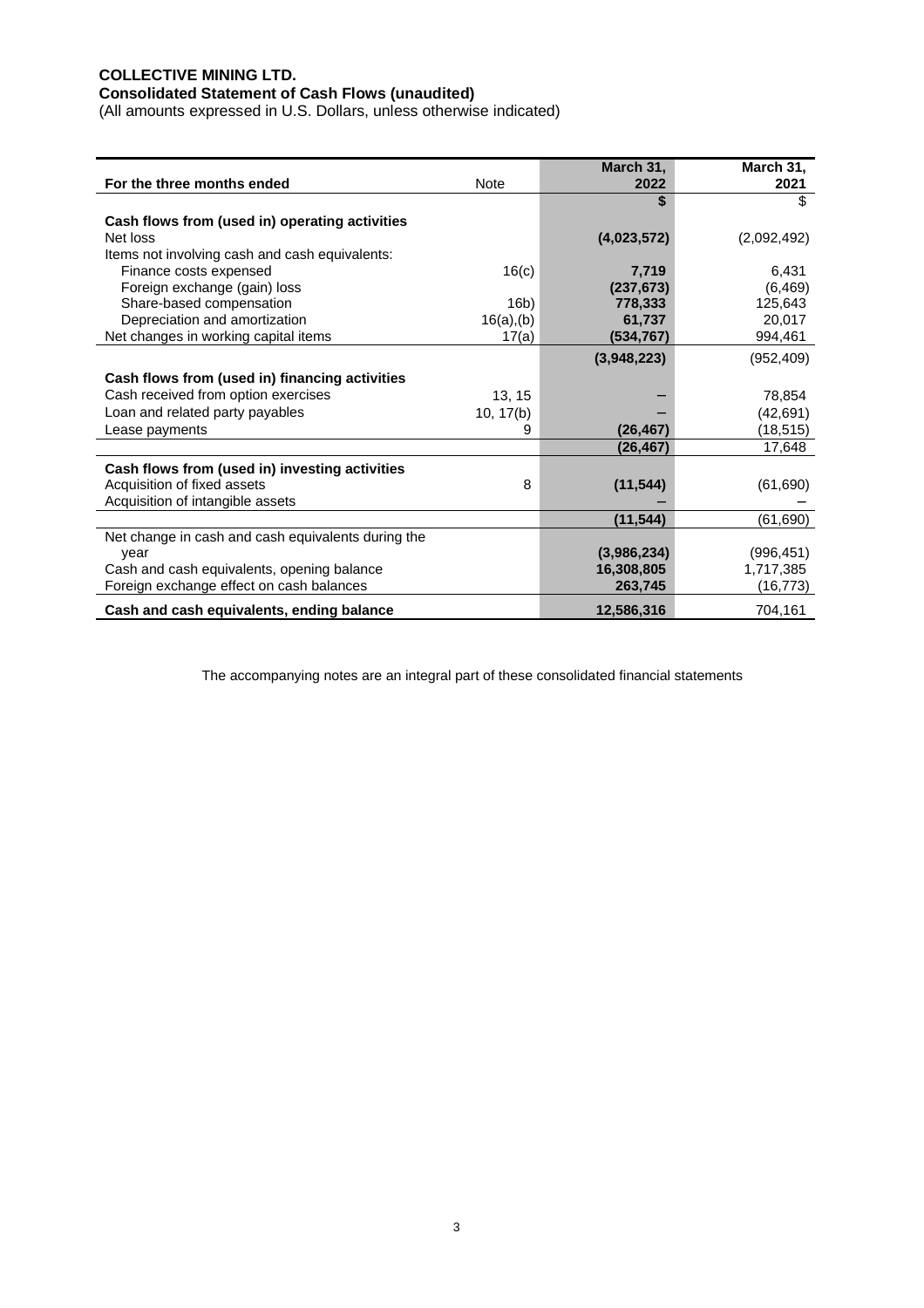**COLLECTIVE MINING LTD.**
**Consolidated Statement of Cash Flows (unaudited)**
(All amounts expressed in U.S. Dollars, unless otherwise indicated)

| For the three months ended | Note | March 31, 2022 | March 31, 2021 |
|---|---|---|---|
| | | **$** | $ |
| **Cash flows from (used in) operating activities** | | | |
| Net loss | | **(4,023,572)** | (2,092,492) |
| Items not involving cash and cash equivalents: | | | |
| Finance costs expensed | 16(c) | **7,719** | 6,431 |
| Foreign exchange (gain) loss | | **(237,673)** | (6,469) |
| Share-based compensation | 16b) | **778,333** | 125,643 |
| Depreciation and amortization | 16(a),(b) | **61,737** | 20,017 |
| Net changes in working capital items | 17(a) | **(534,767)** | 994,461 |
| | | **(3,948,223)** | (952,409) |
| **Cash flows from (used in) financing activities** | | | |
| Cash received from option exercises | 13, 15 | **–** | 78,854 |
| Loan and related party payables | 10, 17(b) | **–** | (42,691) |
| Lease payments | 9 | **(26,467)** | (18,515) |
| | | **(26,467)** | 17,648 |
| **Cash flows from (used in) investing activities** | | | |
| Acquisition of fixed assets | 8 | **(11,544)** | (61,690) |
| Acquisition of intangible assets | | **–** | – |
| | | **(11,544)** | (61,690) |
| Net change in cash and cash equivalents during the year | | **(3,986,234)** | (996,451) |
| Cash and cash equivalents, opening balance | | **16,308,805** | 1,717,385 |
| Foreign exchange effect on cash balances | | **263,745** | (16,773) |
| **Cash and cash equivalents, ending balance** | | **12,586,316** | 704,161 |

The accompanying notes are an integral part of these consolidated financial statements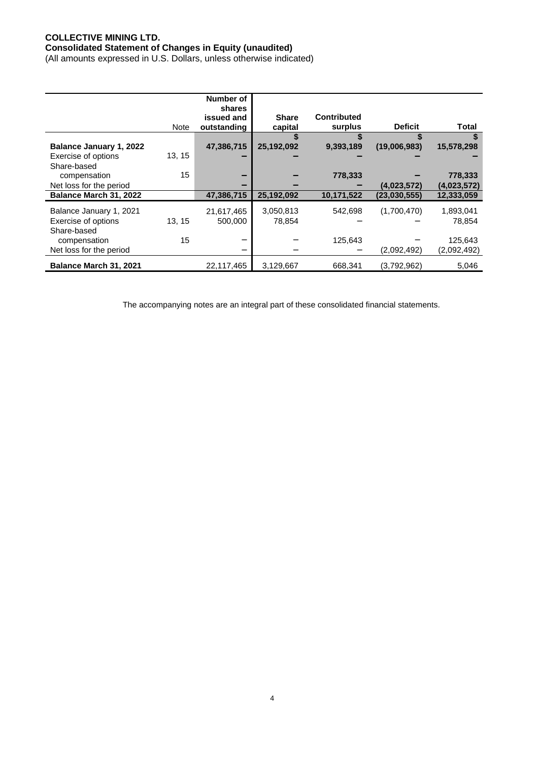**COLLECTIVE MINING LTD.**
**Consolidated Statement of Changes in Equity (unaudited)**
(All amounts expressed in U.S. Dollars, unless otherwise indicated)

| | Note | Number of shares issued and outstanding | Share capital | Contributed surplus | Deficit | Total |
|---|---|---|---|---|---|---|
| | | | $ | $ | $ | $ |
| **Balance January 1, 2022** | | **47,386,715** | **25,192,092** | **9,393,189** | **(19,006,983)** | **15,578,298** |
| Exercise of options | 13, 15 | **–** | **–** | **–** | **–** | **–** |
| Share-based compensation | 15 | **–** | **–** | **778,333** | **–** | **778,333** |
| Net loss for the period | | **–** | **–** | **–** | **(4,023,572)** | **(4,023,572)** |
| **Balance March 31, 2022** | | **47,386,715** | **25,192,092** | **10,171,522** | **(23,030,555)** | **12,333,059** |
| Balance January 1, 2021 | | 21,617,465 | 3,050,813 | 542,698 | (1,700,470) | 1,893,041 |
| Exercise of options | 13, 15 | 500,000 | 78,854 | – | – | 78,854 |
| Share-based compensation | 15 | – | – | 125,643 | – | 125,643 |
| Net loss for the period | | – | – | – | (2,092,492) | (2,092,492) |
| **Balance March 31, 2021** | | 22,117,465 | 3,129,667 | 668,341 | (3,792,962) | 5,046 |

The accompanying notes are an integral part of these consolidated financial statements.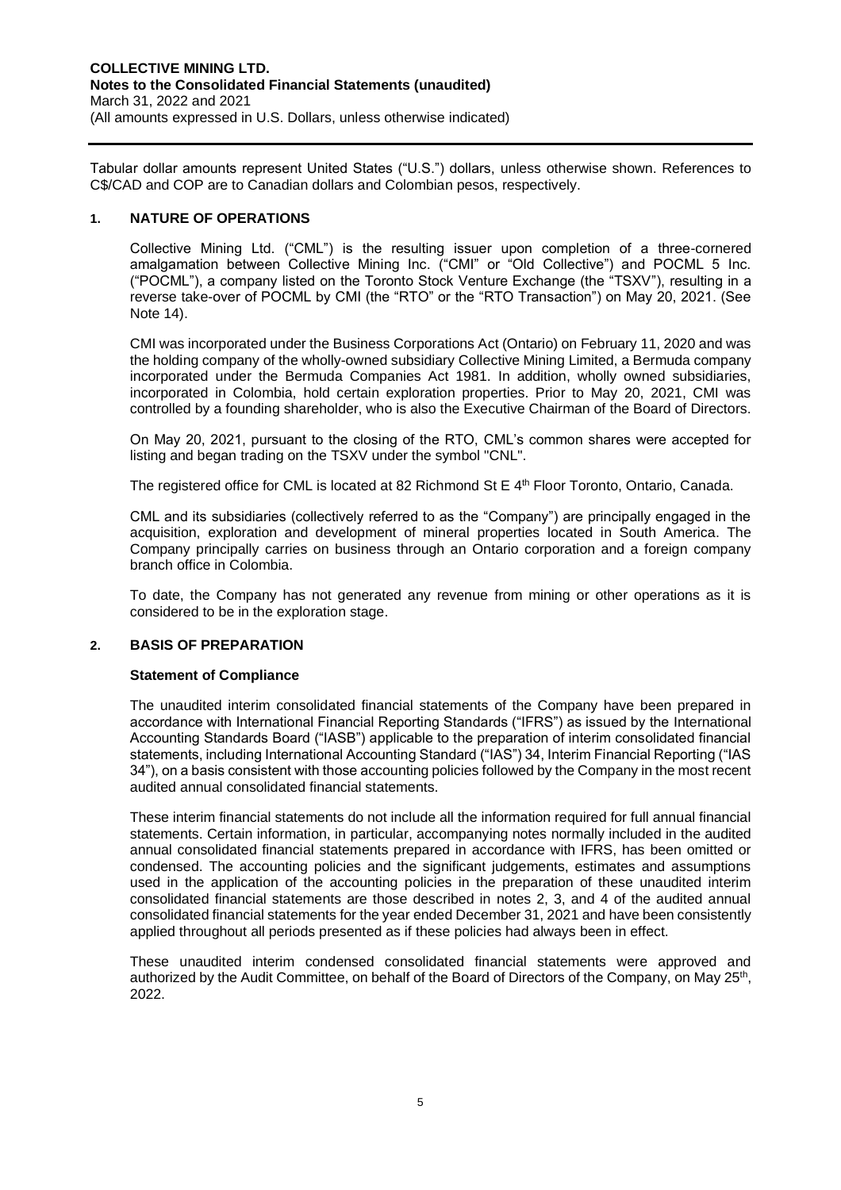Tabular dollar amounts represent United States ("U.S.") dollars, unless otherwise shown. References to C$/CAD and COP are to Canadian dollars and Colombian pesos, respectively.

## 1. NATURE OF OPERATIONS

Collective Mining Ltd. ("CML") is the resulting issuer upon completion of a three-cornered amalgamation between Collective Mining Inc. ("CMI" or "Old Collective") and POCML 5 Inc. ("POCML"), a company listed on the Toronto Stock Venture Exchange (the "TSXV"), resulting in a reverse take-over of POCML by CMI (the "RTO" or the "RTO Transaction") on May 20, 2021. (See Note 14).

CMI was incorporated under the Business Corporations Act (Ontario) on February 11, 2020 and was the holding company of the wholly-owned subsidiary Collective Mining Limited, a Bermuda company incorporated under the Bermuda Companies Act 1981. In addition, wholly owned subsidiaries, incorporated in Colombia, hold certain exploration properties. Prior to May 20, 2021, CMI was controlled by a founding shareholder, who is also the Executive Chairman of the Board of Directors.

On May 20, 2021, pursuant to the closing of the RTO, CML's common shares were accepted for listing and began trading on the TSXV under the symbol "CNL".

The registered office for CML is located at 82 Richmond St E 4th Floor Toronto, Ontario, Canada.

CML and its subsidiaries (collectively referred to as the "Company") are principally engaged in the acquisition, exploration and development of mineral properties located in South America. The Company principally carries on business through an Ontario corporation and a foreign company branch office in Colombia.

To date, the Company has not generated any revenue from mining or other operations as it is considered to be in the exploration stage.

## 2. BASIS OF PREPARATION

### Statement of Compliance

The unaudited interim consolidated financial statements of the Company have been prepared in accordance with International Financial Reporting Standards ("IFRS") as issued by the International Accounting Standards Board ("IASB") applicable to the preparation of interim consolidated financial statements, including International Accounting Standard ("IAS") 34, Interim Financial Reporting ("IAS 34"), on a basis consistent with those accounting policies followed by the Company in the most recent audited annual consolidated financial statements.

These interim financial statements do not include all the information required for full annual financial statements. Certain information, in particular, accompanying notes normally included in the audited annual consolidated financial statements prepared in accordance with IFRS, has been omitted or condensed. The accounting policies and the significant judgements, estimates and assumptions used in the application of the accounting policies in the preparation of these unaudited interim consolidated financial statements are those described in notes 2, 3, and 4 of the audited annual consolidated financial statements for the year ended December 31, 2021 and have been consistently applied throughout all periods presented as if these policies had always been in effect.

These unaudited interim condensed consolidated financial statements were approved and authorized by the Audit Committee, on behalf of the Board of Directors of the Company, on May 25th, 2022.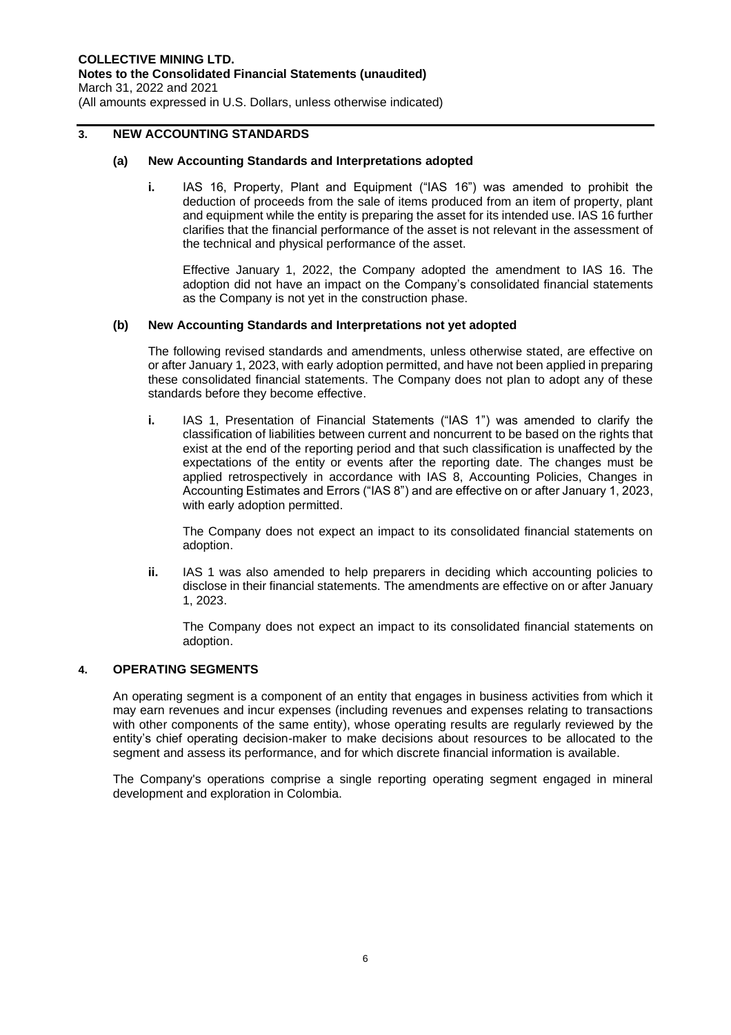## 3. NEW ACCOUNTING STANDARDS

### (a) New Accounting Standards and Interpretations adopted

**i.** IAS 16, Property, Plant and Equipment ("IAS 16") was amended to prohibit the deduction of proceeds from the sale of items produced from an item of property, plant and equipment while the entity is preparing the asset for its intended use. IAS 16 further clarifies that the financial performance of the asset is not relevant in the assessment of the technical and physical performance of the asset.

Effective January 1, 2022, the Company adopted the amendment to IAS 16. The adoption did not have an impact on the Company's consolidated financial statements as the Company is not yet in the construction phase.

### (b) New Accounting Standards and Interpretations not yet adopted

The following revised standards and amendments, unless otherwise stated, are effective on or after January 1, 2023, with early adoption permitted, and have not been applied in preparing these consolidated financial statements. The Company does not plan to adopt any of these standards before they become effective.

**i.** IAS 1, Presentation of Financial Statements ("IAS 1") was amended to clarify the classification of liabilities between current and noncurrent to be based on the rights that exist at the end of the reporting period and that such classification is unaffected by the expectations of the entity or events after the reporting date. The changes must be applied retrospectively in accordance with IAS 8, Accounting Policies, Changes in Accounting Estimates and Errors ("IAS 8") and are effective on or after January 1, 2023, with early adoption permitted.

The Company does not expect an impact to its consolidated financial statements on adoption.

**ii.** IAS 1 was also amended to help preparers in deciding which accounting policies to disclose in their financial statements. The amendments are effective on or after January 1, 2023.

The Company does not expect an impact to its consolidated financial statements on adoption.

## 4. OPERATING SEGMENTS

An operating segment is a component of an entity that engages in business activities from which it may earn revenues and incur expenses (including revenues and expenses relating to transactions with other components of the same entity), whose operating results are regularly reviewed by the entity's chief operating decision-maker to make decisions about resources to be allocated to the segment and assess its performance, and for which discrete financial information is available.

The Company's operations comprise a single reporting operating segment engaged in mineral development and exploration in Colombia.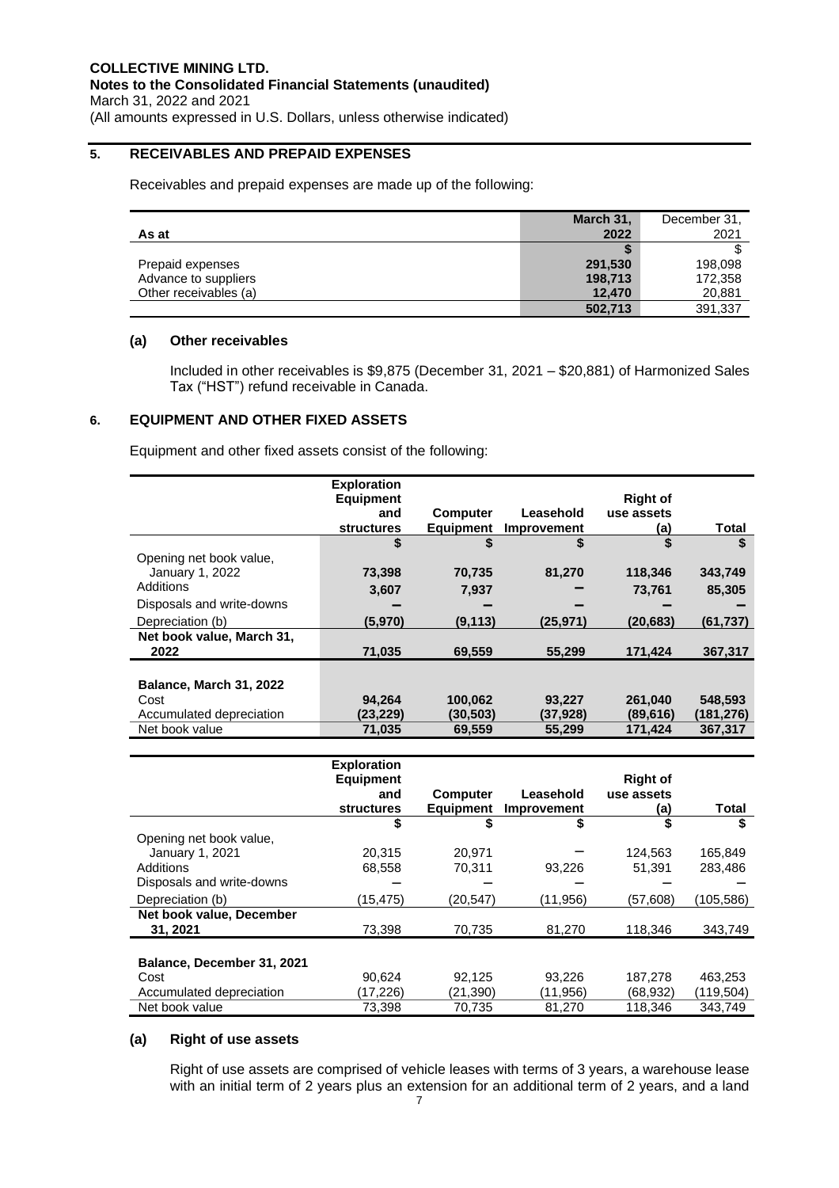## 5. RECEIVABLES AND PREPAID EXPENSES

Receivables and prepaid expenses are made up of the following:

| As at | March 31, 2022 | December 31, 2021 |
|---|---|---|
| | **$** | $ |
| Prepaid expenses | **291,530** | 198,098 |
| Advance to suppliers | **198,713** | 172,358 |
| Other receivables (a) | **12,470** | 20,881 |
| | **502,713** | 391,337 |

### (a) Other receivables

Included in other receivables is $9,875 (December 31, 2021 – $20,881) of Harmonized Sales Tax ("HST") refund receivable in Canada.

## 6. EQUIPMENT AND OTHER FIXED ASSETS

Equipment and other fixed assets consist of the following:

| | Exploration Equipment and structures | Computer Equipment | Leasehold Improvement | Right of use assets (a) | Total |
|---|---|---|---|---|---|
| | **$** | **$** | **$** | **$** | **$** |
| Opening net book value, January 1, 2022 | **73,398** | **70,735** | **81,270** | **118,346** | **343,749** |
| Additions | **3,607** | **7,937** | **–** | **73,761** | **85,305** |
| Disposals and write-downs | **–** | **–** | **–** | **–** | **–** |
| Depreciation (b) | **(5,970)** | **(9,113)** | **(25,971)** | **(20,683)** | **(61,737)** |
| **Net book value, March 31, 2022** | **71,035** | **69,559** | **55,299** | **171,424** | **367,317** |
| | | | | | |
| **Balance, March 31, 2022** | | | | | |
| Cost | **94,264** | **100,062** | **93,227** | **261,040** | **548,593** |
| Accumulated depreciation | **(23,229)** | **(30,503)** | **(37,928)** | **(89,616)** | **(181,276)** |
| Net book value | **71,035** | **69,559** | **55,299** | **171,424** | **367,317** |

| | Exploration Equipment and structures | Computer Equipment | Leasehold Improvement | Right of use assets (a) | Total |
|---|---|---|---|---|---|
| | $ | $ | $ | $ | $ |
| Opening net book value, January 1, 2021 | 20,315 | 20,971 | – | 124,563 | 165,849 |
| Additions | 68,558 | 70,311 | 93,226 | 51,391 | 283,486 |
| Disposals and write-downs | – | – | – | – | – |
| Depreciation (b) | (15,475) | (20,547) | (11,956) | (57,608) | (105,586) |
| **Net book value, December 31, 2021** | 73,398 | 70,735 | 81,270 | 118,346 | 343,749 |
| | | | | | |
| **Balance, December 31, 2021** | | | | | |
| Cost | 90,624 | 92,125 | 93,226 | 187,278 | 463,253 |
| Accumulated depreciation | (17,226) | (21,390) | (11,956) | (68,932) | (119,504) |
| Net book value | 73,398 | 70,735 | 81,270 | 118,346 | 343,749 |

### (a) Right of use assets

Right of use assets are comprised of vehicle leases with terms of 3 years, a warehouse lease with an initial term of 2 years plus an extension for an additional term of 2 years, and a land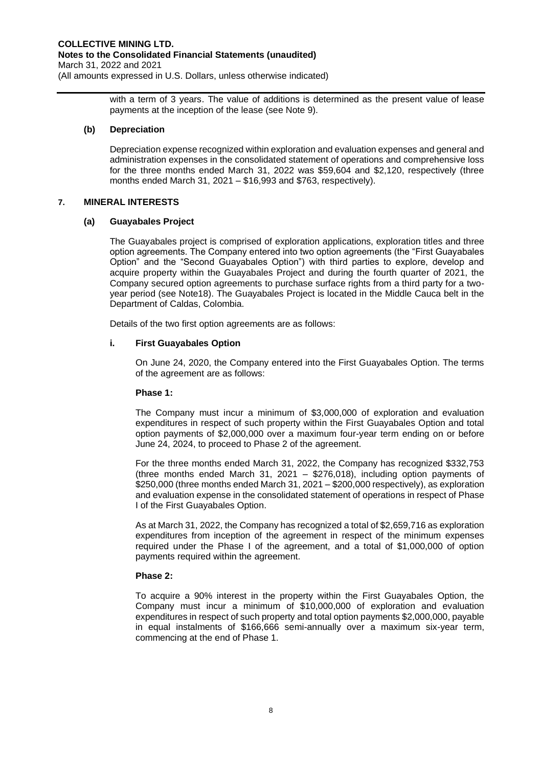with a term of 3 years. The value of additions is determined as the present value of lease payments at the inception of the lease (see Note 9).

**(b) Depreciation**

Depreciation expense recognized within exploration and evaluation expenses and general and administration expenses in the consolidated statement of operations and comprehensive loss for the three months ended March 31, 2022 was \$59,604 and \$2,120, respectively (three months ended March 31, 2021 – \$16,993 and \$763, respectively).

## 7. MINERAL INTERESTS

### (a) Guayabales Project

The Guayabales project is comprised of exploration applications, exploration titles and three option agreements. The Company entered into two option agreements (the "First Guayabales Option" and the "Second Guayabales Option") with third parties to explore, develop and acquire property within the Guayabales Project and during the fourth quarter of 2021, the Company secured option agreements to purchase surface rights from a third party for a two-year period (see Note18). The Guayabales Project is located in the Middle Cauca belt in the Department of Caldas, Colombia.

Details of the two first option agreements are as follows:

#### i. First Guayabales Option

On June 24, 2020, the Company entered into the First Guayabales Option. The terms of the agreement are as follows:

**Phase 1:**

The Company must incur a minimum of \$3,000,000 of exploration and evaluation expenditures in respect of such property within the First Guayabales Option and total option payments of \$2,000,000 over a maximum four-year term ending on or before June 24, 2024, to proceed to Phase 2 of the agreement.

For the three months ended March 31, 2022, the Company has recognized \$332,753 (three months ended March 31, 2021 – \$276,018), including option payments of \$250,000 (three months ended March 31, 2021 – \$200,000 respectively), as exploration and evaluation expense in the consolidated statement of operations in respect of Phase I of the First Guayabales Option.

As at March 31, 2022, the Company has recognized a total of \$2,659,716 as exploration expenditures from inception of the agreement in respect of the minimum expenses required under the Phase I of the agreement, and a total of \$1,000,000 of option payments required within the agreement.

**Phase 2:**

To acquire a 90% interest in the property within the First Guayabales Option, the Company must incur a minimum of \$10,000,000 of exploration and evaluation expenditures in respect of such property and total option payments \$2,000,000, payable in equal instalments of \$166,666 semi-annually over a maximum six-year term, commencing at the end of Phase 1.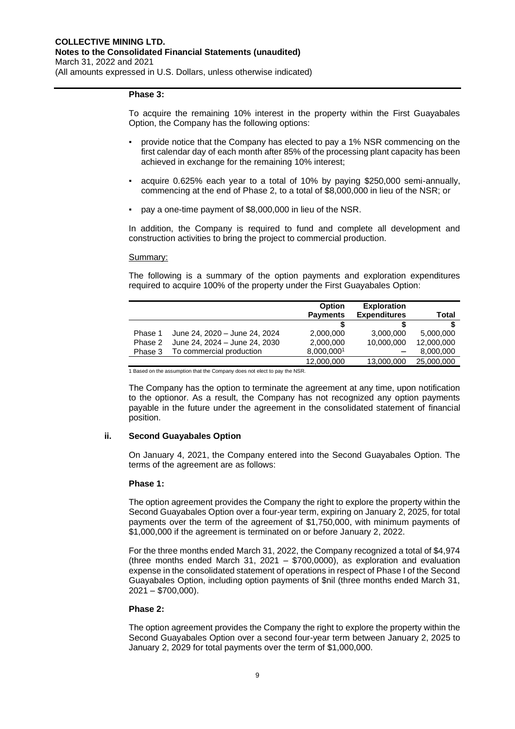**Phase 3:**

To acquire the remaining 10% interest in the property within the First Guayabales Option, the Company has the following options:

- provide notice that the Company has elected to pay a 1% NSR commencing on the first calendar day of each month after 85% of the processing plant capacity has been achieved in exchange for the remaining 10% interest;
- acquire 0.625% each year to a total of 10% by paying \$250,000 semi-annually, commencing at the end of Phase 2, to a total of \$8,000,000 in lieu of the NSR; or
- pay a one-time payment of \$8,000,000 in lieu of the NSR.

In addition, the Company is required to fund and complete all development and construction activities to bring the project to commercial production.

Summary:

The following is a summary of the option payments and exploration expenditures required to acquire 100% of the property under the First Guayabales Option:

| | | Option Payments | Exploration Expenditures | Total |
|---|---|---|---|---|
| | | \$ | \$ | \$ |
| Phase 1 | June 24, 2020 – June 24, 2024 | 2,000,000 | 3,000,000 | 5,000,000 |
| Phase 2 | June 24, 2024 – June 24, 2030 | 2,000,000 | 10,000,000 | 12,000,000 |
| Phase 3 | To commercial production | 8,000,000[1] | – | 8,000,000 |
| | | 12,000,000 | 13,000,000 | 25,000,000 |

1 Based on the assumption that the Company does not elect to pay the NSR.

The Company has the option to terminate the agreement at any time, upon notification to the optionor. As a result, the Company has not recognized any option payments payable in the future under the agreement in the consolidated statement of financial position.

### ii. Second Guayabales Option

On January 4, 2021, the Company entered into the Second Guayabales Option. The terms of the agreement are as follows:

**Phase 1:**

The option agreement provides the Company the right to explore the property within the Second Guayabales Option over a four-year term, expiring on January 2, 2025, for total payments over the term of the agreement of \$1,750,000, with minimum payments of \$1,000,000 if the agreement is terminated on or before January 2, 2022.

For the three months ended March 31, 2022, the Company recognized a total of \$4,974 (three months ended March 31, 2021 – \$700,0000), as exploration and evaluation expense in the consolidated statement of operations in respect of Phase I of the Second Guayabales Option, including option payments of \$nil (three months ended March 31, 2021 – \$700,000).

**Phase 2:**

The option agreement provides the Company the right to explore the property within the Second Guayabales Option over a second four-year term between January 2, 2025 to January 2, 2029 for total payments over the term of \$1,000,000.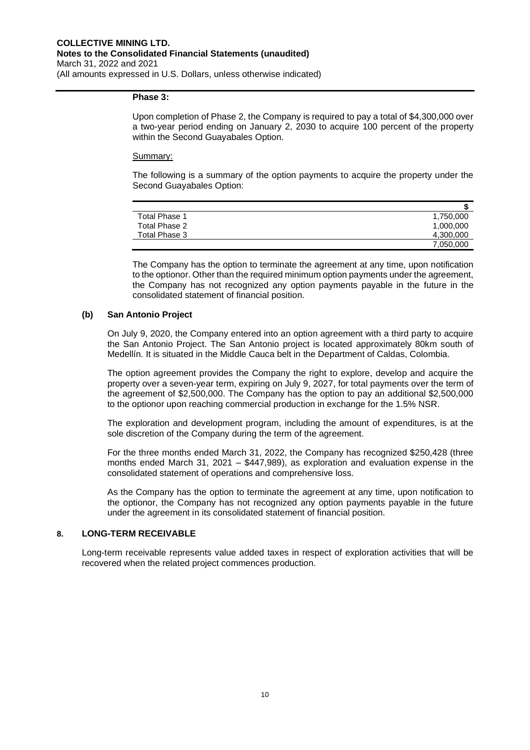**Phase 3:**

Upon completion of Phase 2, the Company is required to pay a total of $4,300,000 over a two-year period ending on January 2, 2030 to acquire 100 percent of the property within the Second Guayabales Option.

Summary:

The following is a summary of the option payments to acquire the property under the Second Guayabales Option:

| | $ |
|---|---|
| Total Phase 1 | 1,750,000 |
| Total Phase 2 | 1,000,000 |
| Total Phase 3 | 4,300,000 |
| | 7,050,000 |

The Company has the option to terminate the agreement at any time, upon notification to the optionor. Other than the required minimum option payments under the agreement, the Company has not recognized any option payments payable in the future in the consolidated statement of financial position.

**(b) San Antonio Project**

On July 9, 2020, the Company entered into an option agreement with a third party to acquire the San Antonio Project. The San Antonio project is located approximately 80km south of Medellín. It is situated in the Middle Cauca belt in the Department of Caldas, Colombia.

The option agreement provides the Company the right to explore, develop and acquire the property over a seven-year term, expiring on July 9, 2027, for total payments over the term of the agreement of $2,500,000. The Company has the option to pay an additional $2,500,000 to the optionor upon reaching commercial production in exchange for the 1.5% NSR.

The exploration and development program, including the amount of expenditures, is at the sole discretion of the Company during the term of the agreement.

For the three months ended March 31, 2022, the Company has recognized $250,428 (three months ended March 31, 2021 – $447,989), as exploration and evaluation expense in the consolidated statement of operations and comprehensive loss.

As the Company has the option to terminate the agreement at any time, upon notification to the optionor, the Company has not recognized any option payments payable in the future under the agreement in its consolidated statement of financial position.

## 8. LONG-TERM RECEIVABLE

Long-term receivable represents value added taxes in respect of exploration activities that will be recovered when the related project commences production.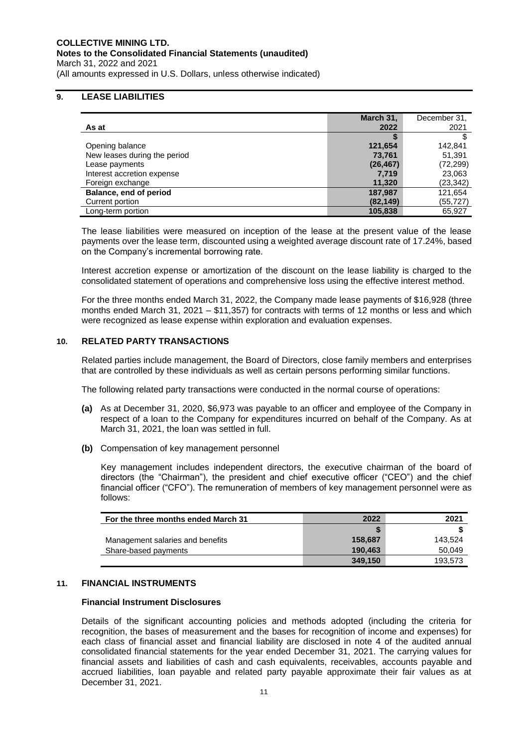## 9. LEASE LIABILITIES

| As at | March 31, 2022 | December 31, 2021 |
|---|---|---|
| | **$** | $ |
| Opening balance | **121,654** | 142,841 |
| New leases during the period | **73,761** | 51,391 |
| Lease payments | **(26,467)** | (72,299) |
| Interest accretion expense | **7,719** | 23,063 |
| Foreign exchange | **11,320** | (23,342) |
| **Balance, end of period** | **187,987** | 121,654 |
| Current portion | **(82,149)** | (55,727) |
| Long-term portion | **105,838** | 65,927 |

The lease liabilities were measured on inception of the lease at the present value of the lease payments over the lease term, discounted using a weighted average discount rate of 17.24%, based on the Company's incremental borrowing rate.

Interest accretion expense or amortization of the discount on the lease liability is charged to the consolidated statement of operations and comprehensive loss using the effective interest method.

For the three months ended March 31, 2022, the Company made lease payments of $16,928 (three months ended March 31, 2021 – $11,357) for contracts with terms of 12 months or less and which were recognized as lease expense within exploration and evaluation expenses.

## 10. RELATED PARTY TRANSACTIONS

Related parties include management, the Board of Directors, close family members and enterprises that are controlled by these individuals as well as certain persons performing similar functions.

The following related party transactions were conducted in the normal course of operations:

**(a)** As at December 31, 2020, $6,973 was payable to an officer and employee of the Company in respect of a loan to the Company for expenditures incurred on behalf of the Company. As at March 31, 2021, the loan was settled in full.

**(b)** Compensation of key management personnel

Key management includes independent directors, the executive chairman of the board of directors (the "Chairman"), the president and chief executive officer ("CEO") and the chief financial officer ("CFO"). The remuneration of members of key management personnel were as follows:

| For the three months ended March 31 | 2022 | 2021 |
|---|---|---|
| | **$** | **$** |
| Management salaries and benefits | **158,687** | 143,524 |
| Share-based payments | **190,463** | 50,049 |
| | **349,150** | 193,573 |

## 11. FINANCIAL INSTRUMENTS

### Financial Instrument Disclosures

Details of the significant accounting policies and methods adopted (including the criteria for recognition, the bases of measurement and the bases for recognition of income and expenses) for each class of financial asset and financial liability are disclosed in note 4 of the audited annual consolidated financial statements for the year ended December 31, 2021. The carrying values for financial assets and liabilities of cash and cash equivalents, receivables, accounts payable and accrued liabilities, loan payable and related party payable approximate their fair values as at December 31, 2021.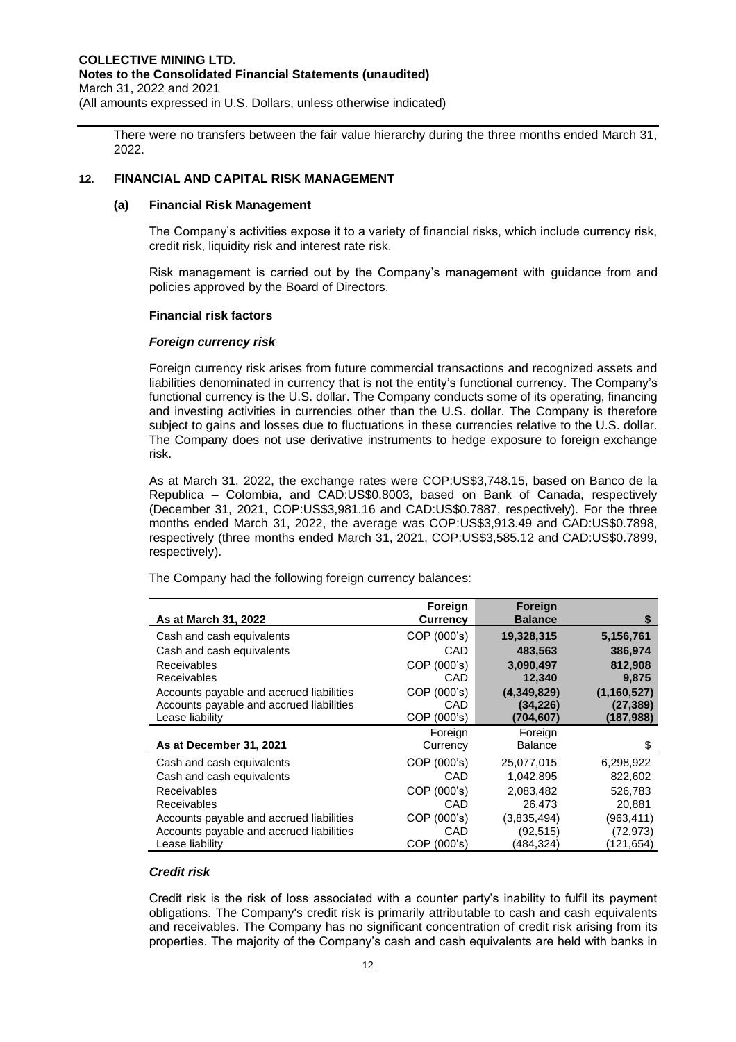There were no transfers between the fair value hierarchy during the three months ended March 31, 2022.

## 12. FINANCIAL AND CAPITAL RISK MANAGEMENT

### (a) Financial Risk Management

The Company's activities expose it to a variety of financial risks, which include currency risk, credit risk, liquidity risk and interest rate risk.

Risk management is carried out by the Company's management with guidance from and policies approved by the Board of Directors.

**Financial risk factors**

***Foreign currency risk***

Foreign currency risk arises from future commercial transactions and recognized assets and liabilities denominated in currency that is not the entity's functional currency. The Company's functional currency is the U.S. dollar. The Company conducts some of its operating, financing and investing activities in currencies other than the U.S. dollar. The Company is therefore subject to gains and losses due to fluctuations in these currencies relative to the U.S. dollar. The Company does not use derivative instruments to hedge exposure to foreign exchange risk.

As at March 31, 2022, the exchange rates were COP:US$3,748.15, based on Banco de la Republica – Colombia, and CAD:US$0.8003, based on Bank of Canada, respectively (December 31, 2021, COP:US$3,981.16 and CAD:US$0.7887, respectively). For the three months ended March 31, 2022, the average was COP:US$3,913.49 and CAD:US$0.7898, respectively (three months ended March 31, 2021, COP:US$3,585.12 and CAD:US$0.7899, respectively).

The Company had the following foreign currency balances:

| As at March 31, 2022 | Foreign Currency | Foreign Balance | $ |
|---|---|---|---|
| Cash and cash equivalents | COP (000's) | **19,328,315** | **5,156,761** |
| Cash and cash equivalents | CAD | **483,563** | **386,974** |
| Receivables | COP (000's) | **3,090,497** | **812,908** |
| Receivables | CAD | **12,340** | **9,875** |
| Accounts payable and accrued liabilities | COP (000's) | **(4,349,829)** | **(1,160,527)** |
| Accounts payable and accrued liabilities | CAD | **(34,226)** | **(27,389)** |
| Lease liability | COP (000's) | **(704,607)** | **(187,988)** |
| **As at December 31, 2021** | Foreign Currency | Foreign Balance | $ |
| Cash and cash equivalents | COP (000's) | 25,077,015 | 6,298,922 |
| Cash and cash equivalents | CAD | 1,042,895 | 822,602 |
| Receivables | COP (000's) | 2,083,482 | 526,783 |
| Receivables | CAD | 26,473 | 20,881 |
| Accounts payable and accrued liabilities | COP (000's) | (3,835,494) | (963,411) |
| Accounts payable and accrued liabilities | CAD | (92,515) | (72,973) |
| Lease liability | COP (000's) | (484,324) | (121,654) |

***Credit risk***

Credit risk is the risk of loss associated with a counter party's inability to fulfil its payment obligations. The Company's credit risk is primarily attributable to cash and cash equivalents and receivables. The Company has no significant concentration of credit risk arising from its properties. The majority of the Company's cash and cash equivalents are held with banks in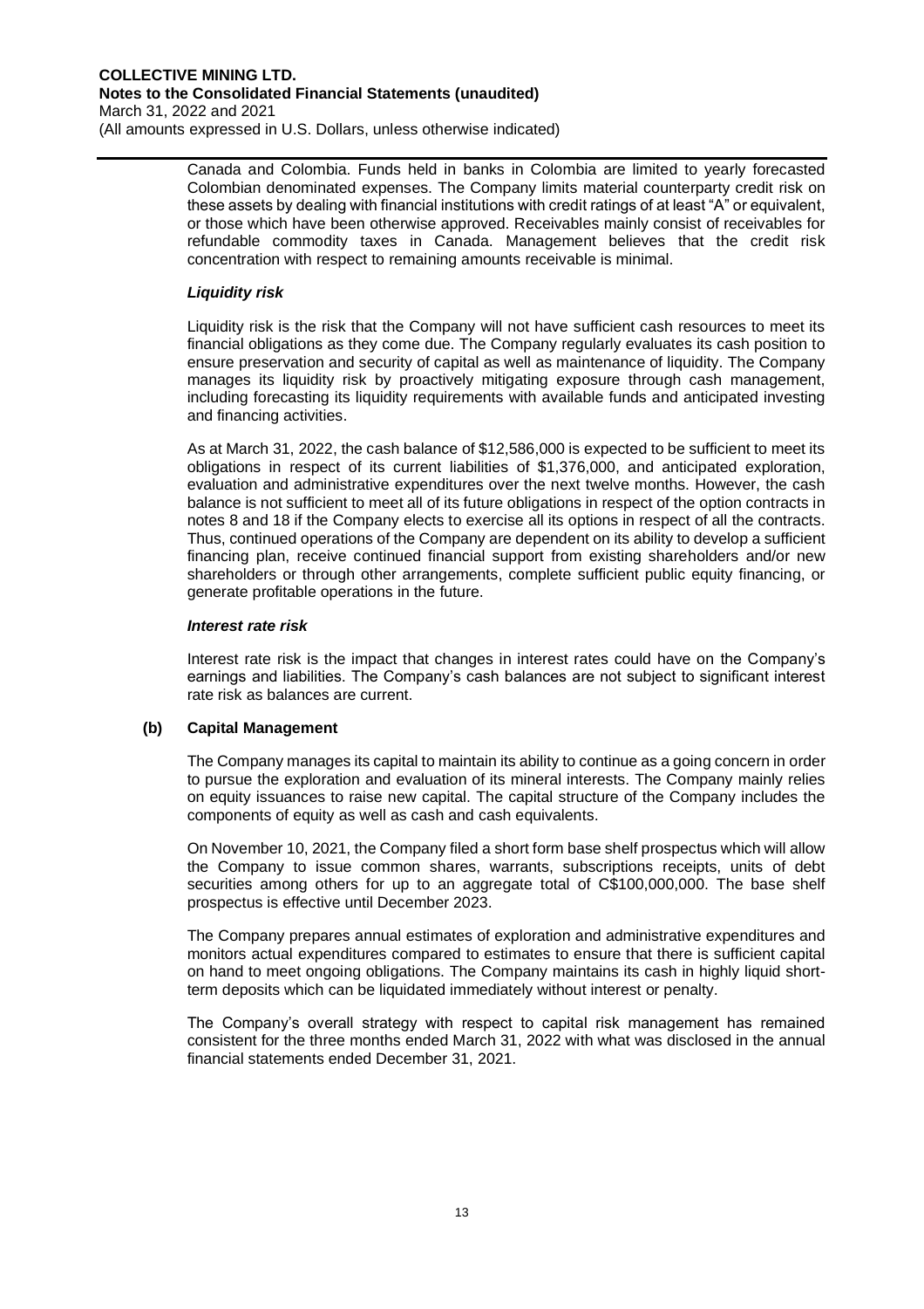Canada and Colombia. Funds held in banks in Colombia are limited to yearly forecasted Colombian denominated expenses. The Company limits material counterparty credit risk on these assets by dealing with financial institutions with credit ratings of at least "A" or equivalent, or those which have been otherwise approved. Receivables mainly consist of receivables for refundable commodity taxes in Canada. Management believes that the credit risk concentration with respect to remaining amounts receivable is minimal.

***Liquidity risk***

Liquidity risk is the risk that the Company will not have sufficient cash resources to meet its financial obligations as they come due. The Company regularly evaluates its cash position to ensure preservation and security of capital as well as maintenance of liquidity. The Company manages its liquidity risk by proactively mitigating exposure through cash management, including forecasting its liquidity requirements with available funds and anticipated investing and financing activities.

As at March 31, 2022, the cash balance of $12,586,000 is expected to be sufficient to meet its obligations in respect of its current liabilities of $1,376,000, and anticipated exploration, evaluation and administrative expenditures over the next twelve months. However, the cash balance is not sufficient to meet all of its future obligations in respect of the option contracts in notes 8 and 18 if the Company elects to exercise all its options in respect of all the contracts. Thus, continued operations of the Company are dependent on its ability to develop a sufficient financing plan, receive continued financial support from existing shareholders and/or new shareholders or through other arrangements, complete sufficient public equity financing, or generate profitable operations in the future.

***Interest rate risk***

Interest rate risk is the impact that changes in interest rates could have on the Company's earnings and liabilities. The Company's cash balances are not subject to significant interest rate risk as balances are current.

**(b) Capital Management**

The Company manages its capital to maintain its ability to continue as a going concern in order to pursue the exploration and evaluation of its mineral interests. The Company mainly relies on equity issuances to raise new capital. The capital structure of the Company includes the components of equity as well as cash and cash equivalents.

On November 10, 2021, the Company filed a short form base shelf prospectus which will allow the Company to issue common shares, warrants, subscriptions receipts, units of debt securities among others for up to an aggregate total of C$100,000,000. The base shelf prospectus is effective until December 2023.

The Company prepares annual estimates of exploration and administrative expenditures and monitors actual expenditures compared to estimates to ensure that there is sufficient capital on hand to meet ongoing obligations. The Company maintains its cash in highly liquid short-term deposits which can be liquidated immediately without interest or penalty.

The Company's overall strategy with respect to capital risk management has remained consistent for the three months ended March 31, 2022 with what was disclosed in the annual financial statements ended December 31, 2021.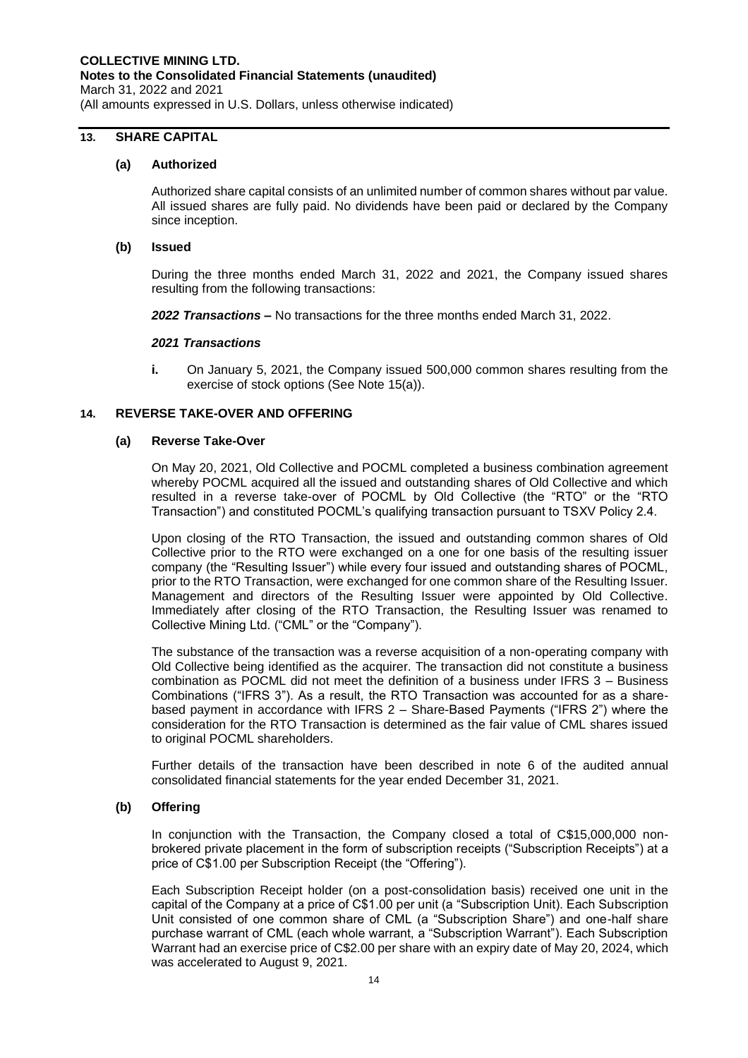## 13. SHARE CAPITAL

### (a) Authorized

Authorized share capital consists of an unlimited number of common shares without par value. All issued shares are fully paid. No dividends have been paid or declared by the Company since inception.

### (b) Issued

During the three months ended March 31, 2022 and 2021, the Company issued shares resulting from the following transactions:

***2022 Transactions*** **–** No transactions for the three months ended March 31, 2022.

***2021 Transactions***

**i.** On January 5, 2021, the Company issued 500,000 common shares resulting from the exercise of stock options (See Note 15(a)).

## 14. REVERSE TAKE-OVER AND OFFERING

### (a) Reverse Take-Over

On May 20, 2021, Old Collective and POCML completed a business combination agreement whereby POCML acquired all the issued and outstanding shares of Old Collective and which resulted in a reverse take-over of POCML by Old Collective (the "RTO" or the "RTO Transaction") and constituted POCML's qualifying transaction pursuant to TSXV Policy 2.4.

Upon closing of the RTO Transaction, the issued and outstanding common shares of Old Collective prior to the RTO were exchanged on a one for one basis of the resulting issuer company (the "Resulting Issuer") while every four issued and outstanding shares of POCML, prior to the RTO Transaction, were exchanged for one common share of the Resulting Issuer. Management and directors of the Resulting Issuer were appointed by Old Collective. Immediately after closing of the RTO Transaction, the Resulting Issuer was renamed to Collective Mining Ltd. ("CML" or the "Company").

The substance of the transaction was a reverse acquisition of a non-operating company with Old Collective being identified as the acquirer. The transaction did not constitute a business combination as POCML did not meet the definition of a business under IFRS 3 – Business Combinations ("IFRS 3"). As a result, the RTO Transaction was accounted for as a share-based payment in accordance with IFRS 2 – Share-Based Payments ("IFRS 2") where the consideration for the RTO Transaction is determined as the fair value of CML shares issued to original POCML shareholders.

Further details of the transaction have been described in note 6 of the audited annual consolidated financial statements for the year ended December 31, 2021.

### (b) Offering

In conjunction with the Transaction, the Company closed a total of C$15,000,000 non-brokered private placement in the form of subscription receipts ("Subscription Receipts") at a price of C$1.00 per Subscription Receipt (the "Offering").

Each Subscription Receipt holder (on a post-consolidation basis) received one unit in the capital of the Company at a price of C$1.00 per unit (a "Subscription Unit). Each Subscription Unit consisted of one common share of CML (a "Subscription Share") and one-half share purchase warrant of CML (each whole warrant, a "Subscription Warrant"). Each Subscription Warrant had an exercise price of C$2.00 per share with an expiry date of May 20, 2024, which was accelerated to August 9, 2021.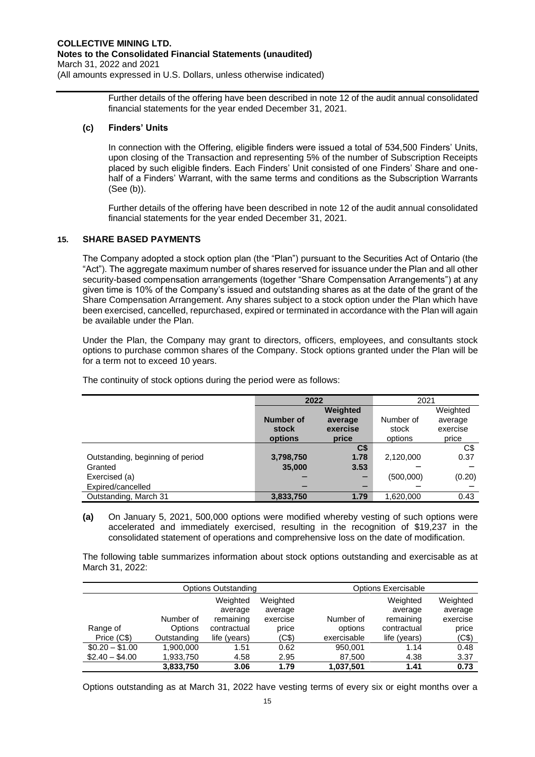Further details of the offering have been described in note 12 of the audit annual consolidated financial statements for the year ended December 31, 2021.

**(c) Finders' Units**

In connection with the Offering, eligible finders were issued a total of 534,500 Finders' Units, upon closing of the Transaction and representing 5% of the number of Subscription Receipts placed by such eligible finders. Each Finders' Unit consisted of one Finders' Share and one-half of a Finders' Warrant, with the same terms and conditions as the Subscription Warrants (See (b)).

Further details of the offering have been described in note 12 of the audit annual consolidated financial statements for the year ended December 31, 2021.

## 15. SHARE BASED PAYMENTS

The Company adopted a stock option plan (the "Plan") pursuant to the Securities Act of Ontario (the "Act"). The aggregate maximum number of shares reserved for issuance under the Plan and all other security-based compensation arrangements (together "Share Compensation Arrangements") at any given time is 10% of the Company's issued and outstanding shares as at the date of the grant of the Share Compensation Arrangement. Any shares subject to a stock option under the Plan which have been exercised, cancelled, repurchased, expired or terminated in accordance with the Plan will again be available under the Plan.

Under the Plan, the Company may grant to directors, officers, employees, and consultants stock options to purchase common shares of the Company. Stock options granted under the Plan will be for a term not to exceed 10 years.

The continuity of stock options during the period were as follows:

| | **2022** | | 2021 | |
|---|---|---|---|---|
| | **Number of stock options** | **Weighted average exercise price** | Number of stock options | Weighted average exercise price |
| | | **C$** | | C$ |
| Outstanding, beginning of period | **3,798,750** | **1.78** | 2,120,000 | 0.37 |
| Granted | **35,000** | **3.53** | – | – |
| Exercised (a) | – | – | (500,000) | (0.20) |
| Expired/cancelled | – | – | – | – |
| Outstanding, March 31 | **3,833,750** | **1.79** | 1,620,000 | 0.43 |

**(a)** On January 5, 2021, 500,000 options were modified whereby vesting of such options were accelerated and immediately exercised, resulting in the recognition of $19,237 in the consolidated statement of operations and comprehensive loss on the date of modification.

The following table summarizes information about stock options outstanding and exercisable as at March 31, 2022:

| | Options Outstanding | | | Options Exercisable | | |
|---|---|---|---|---|---|---|
| Range of Price (C$) | Number of Options Outstanding | Weighted average remaining contractual life (years) | Weighted average exercise price (C$) | Number of options exercisable | Weighted average remaining contractual life (years) | Weighted average exercise price (C$) |
| $0.20 – $1.00 | 1,900,000 | 1.51 | 0.62 | 950,001 | 1.14 | 0.48 |
| $2.40 – $4.00 | 1,933,750 | 4.58 | 2.95 | 87,500 | 4.38 | 3.37 |
| | **3,833,750** | **3.06** | **1.79** | **1,037,501** | **1.41** | **0.73** |

Options outstanding as at March 31, 2022 have vesting terms of every six or eight months over a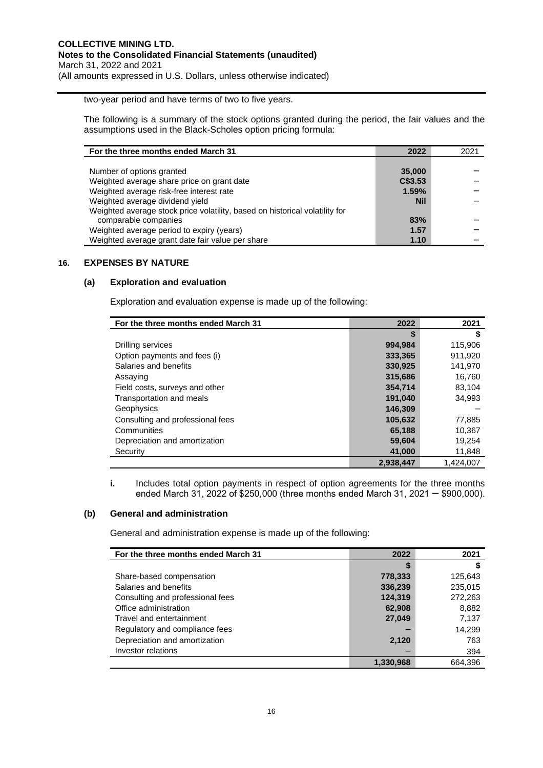two-year period and have terms of two to five years.

The following is a summary of the stock options granted during the period, the fair values and the assumptions used in the Black-Scholes option pricing formula:

| For the three months ended March 31 | 2022 | 2021 |
|---|---|---|
| Number of options granted | 35,000 | – |
| Weighted average share price on grant date | C$3.53 | – |
| Weighted average risk-free interest rate | 1.59% | – |
| Weighted average dividend yield | Nil | – |
| Weighted average stock price volatility, based on historical volatility for comparable companies | 83% | – |
| Weighted average period to expiry (years) | 1.57 | – |
| Weighted average grant date fair value per share | 1.10 | – |

## 16. EXPENSES BY NATURE

### (a) Exploration and evaluation

Exploration and evaluation expense is made up of the following:

| For the three months ended March 31 | 2022 | 2021 |
|---|---|---|
| | $ | $ |
| Drilling services | 994,984 | 115,906 |
| Option payments and fees (i) | 333,365 | 911,920 |
| Salaries and benefits | 330,925 | 141,970 |
| Assaying | 315,686 | 16,760 |
| Field costs, surveys and other | 354,714 | 83,104 |
| Transportation and meals | 191,040 | 34,993 |
| Geophysics | 146,309 | – |
| Consulting and professional fees | 105,632 | 77,885 |
| Communities | 65,188 | 10,367 |
| Depreciation and amortization | 59,604 | 19,254 |
| Security | 41,000 | 11,848 |
| | 2,938,447 | 1,424,007 |

i. Includes total option payments in respect of option agreements for the three months ended March 31, 2022 of $250,000 (three months ended March 31, 2021 – $900,000).

### (b) General and administration

General and administration expense is made up of the following:

| For the three months ended March 31 | 2022 | 2021 |
|---|---|---|
| | $ | $ |
| Share-based compensation | 778,333 | 125,643 |
| Salaries and benefits | 336,239 | 235,015 |
| Consulting and professional fees | 124,319 | 272,263 |
| Office administration | 62,908 | 8,882 |
| Travel and entertainment | 27,049 | 7,137 |
| Regulatory and compliance fees | – | 14,299 |
| Depreciation and amortization | 2,120 | 763 |
| Investor relations | – | 394 |
| | 1,330,968 | 664,396 |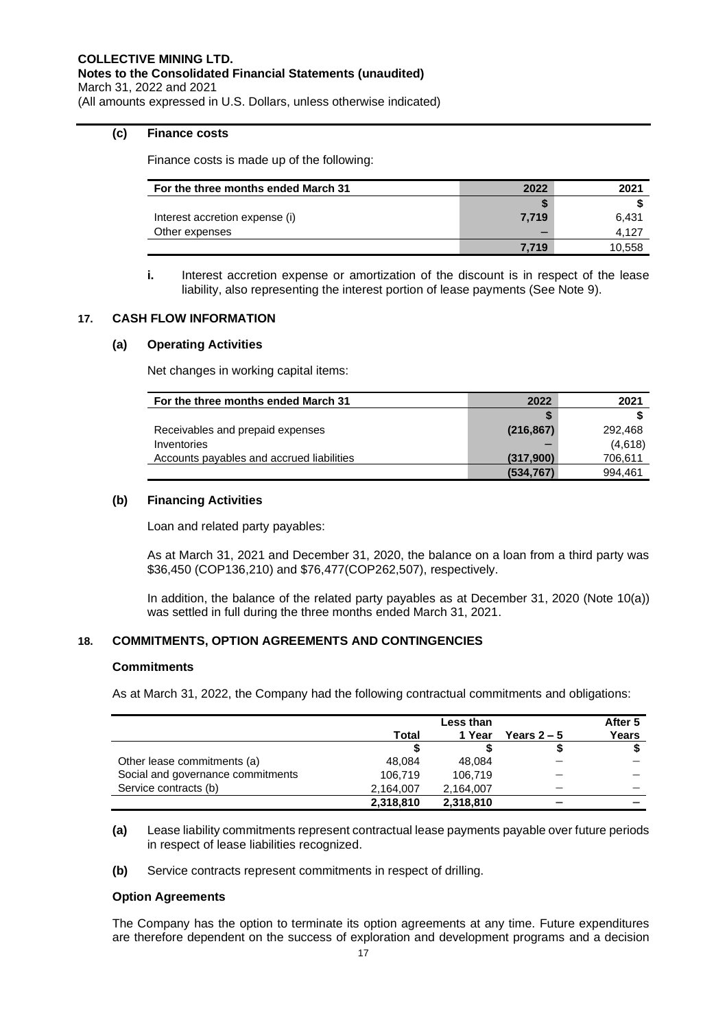### (c) Finance costs

Finance costs is made up of the following:

| For the three months ended March 31 | 2022 | 2021 |
|---|---|---|
| | $ | $ |
| Interest accretion expense (i) | 7,719 | 6,431 |
| Other expenses | – | 4,127 |
| | 7,719 | 10,558 |

**i.** Interest accretion expense or amortization of the discount is in respect of the lease liability, also representing the interest portion of lease payments (See Note 9).

## 17. CASH FLOW INFORMATION

### (a) Operating Activities

Net changes in working capital items:

| For the three months ended March 31 | 2022 | 2021 |
|---|---|---|
| | $ | $ |
| Receivables and prepaid expenses | (216,867) | 292,468 |
| Inventories | – | (4,618) |
| Accounts payables and accrued liabilities | (317,900) | 706,611 |
| | (534,767) | 994,461 |

### (b) Financing Activities

Loan and related party payables:

As at March 31, 2021 and December 31, 2020, the balance on a loan from a third party was $36,450 (COP136,210) and $76,477(COP262,507), respectively.

In addition, the balance of the related party payables as at December 31, 2020 (Note 10(a)) was settled in full during the three months ended March 31, 2021.

## 18. COMMITMENTS, OPTION AGREEMENTS AND CONTINGENCIES

### Commitments

As at March 31, 2022, the Company had the following contractual commitments and obligations:

| | Total | Less than 1 Year | Years 2 – 5 | After 5 Years |
|---|---|---|---|---|
| | $ | $ | $ | $ |
| Other lease commitments (a) | 48,084 | 48,084 | – | – |
| Social and governance commitments | 106,719 | 106,719 | – | – |
| Service contracts (b) | 2,164,007 | 2,164,007 | – | – |
| | 2,318,810 | 2,318,810 | – | – |

**(a)** Lease liability commitments represent contractual lease payments payable over future periods in respect of lease liabilities recognized.

**(b)** Service contracts represent commitments in respect of drilling.

### Option Agreements

The Company has the option to terminate its option agreements at any time. Future expenditures are therefore dependent on the success of exploration and development programs and a decision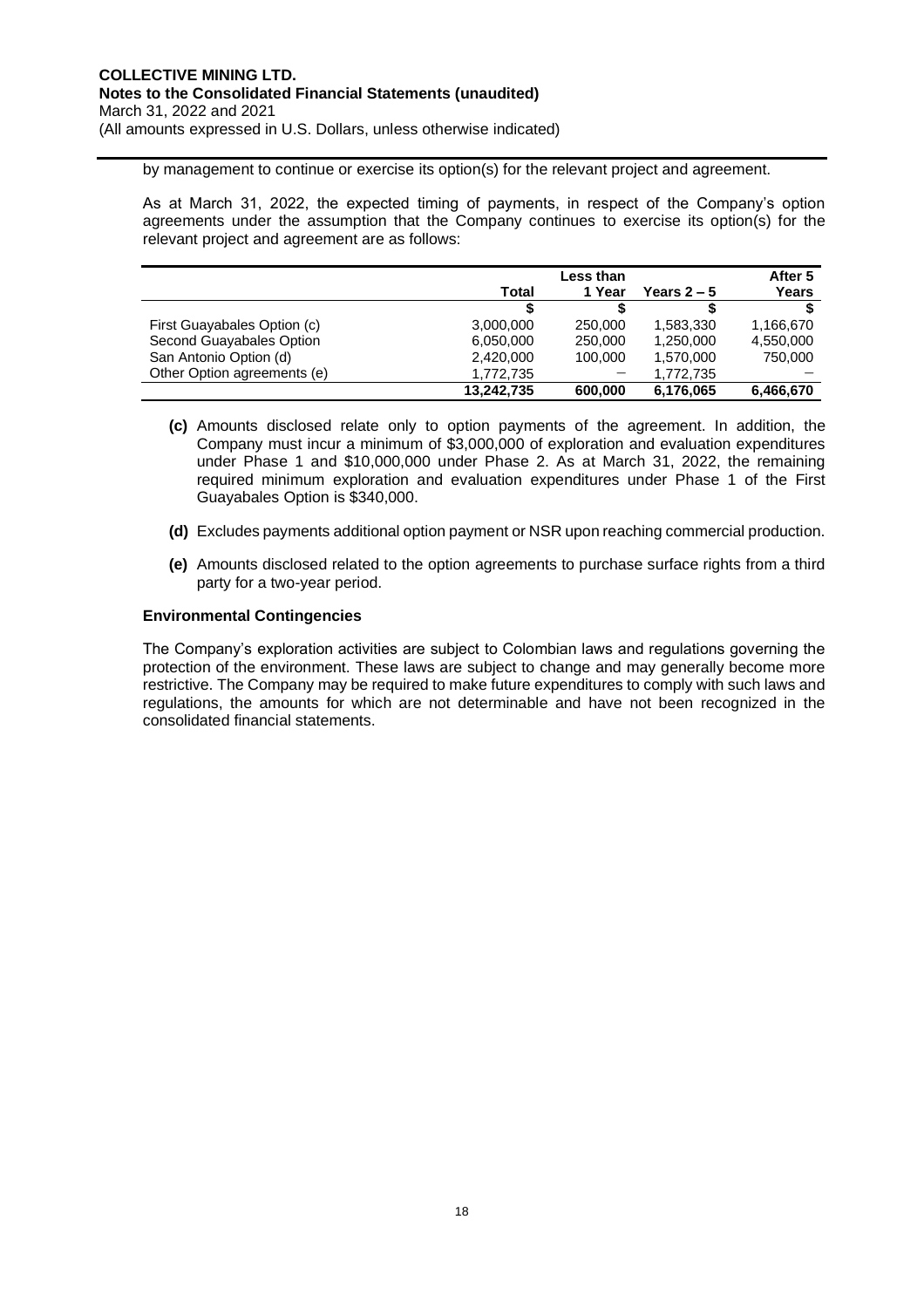by management to continue or exercise its option(s) for the relevant project and agreement.

As at March 31, 2022, the expected timing of payments, in respect of the Company's option agreements under the assumption that the Company continues to exercise its option(s) for the relevant project and agreement are as follows:

| | Total | Less than 1 Year | Years 2 – 5 | After 5 Years |
|---|---|---|---|---|
| | $ | $ | $ | $ |
| First Guayabales Option (c) | 3,000,000 | 250,000 | 1,583,330 | 1,166,670 |
| Second Guayabales Option | 6,050,000 | 250,000 | 1,250,000 | 4,550,000 |
| San Antonio Option (d) | 2,420,000 | 100,000 | 1,570,000 | 750,000 |
| Other Option agreements (e) | 1,772,735 | – | 1,772,735 | – |
| | **13,242,735** | **600,000** | **6,176,065** | **6,466,670** |

**(c)** Amounts disclosed relate only to option payments of the agreement. In addition, the Company must incur a minimum of $3,000,000 of exploration and evaluation expenditures under Phase 1 and $10,000,000 under Phase 2. As at March 31, 2022, the remaining required minimum exploration and evaluation expenditures under Phase 1 of the First Guayabales Option is $340,000.

**(d)** Excludes payments additional option payment or NSR upon reaching commercial production.

**(e)** Amounts disclosed related to the option agreements to purchase surface rights from a third party for a two-year period.

**Environmental Contingencies**

The Company's exploration activities are subject to Colombian laws and regulations governing the protection of the environment. These laws are subject to change and may generally become more restrictive. The Company may be required to make future expenditures to comply with such laws and regulations, the amounts for which are not determinable and have not been recognized in the consolidated financial statements.